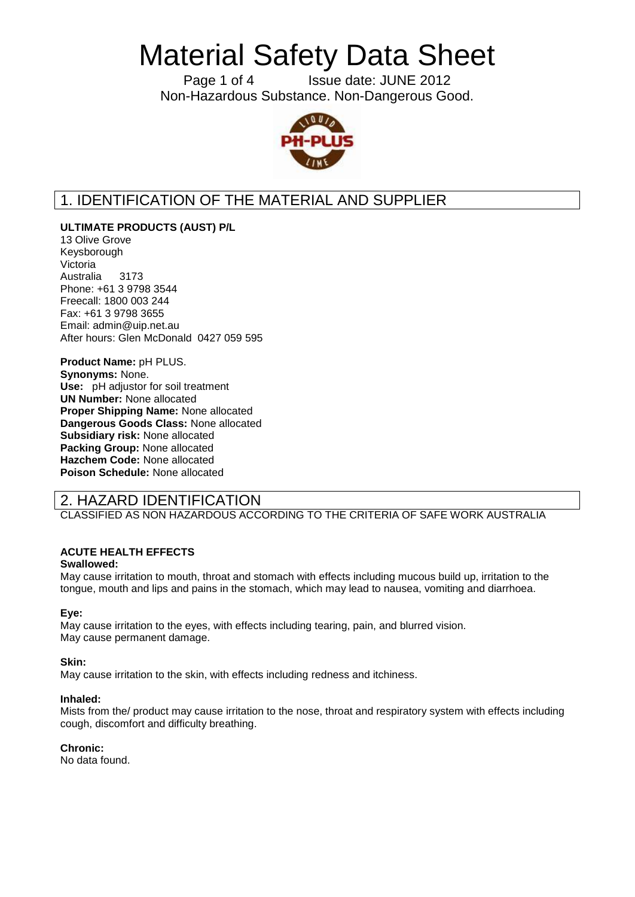# Material Safety Data Sheet

Issue date: JUNE 2012

Non-Hazardous Substance. Non-Dangerous Good.

## 1. IDENTIFICATION OF THE MATERIAL AND SUPPLIER

**ULTIMATE PRODUCTS (AUST) P/L**
13 Olive Grove
Keysborough
Victoria
Australia 3173
Phone: +61 3 9798 3544
Freecall: 1800 003 244
Fax: +61 3 9798 3655
Email: admin@uip.net.au
After hours: Glen McDonald 0427 059 595

**Product Name:** pH PLUS.
**Synonyms:** None.
**Use:** pH adjustor for soil treatment
**UN Number:** None allocated
**Proper Shipping Name:** None allocated
**Dangerous Goods Class:** None allocated
**Subsidiary risk:** None allocated
**Packing Group:** None allocated
**Hazchem Code:** None allocated
**Poison Schedule:** None allocated

## 2. HAZARD IDENTIFICATION

CLASSIFIED AS NON HAZARDOUS ACCORDING TO THE CRITERIA OF SAFE WORK AUSTRALIA

**ACUTE HEALTH EFFECTS**

**Swallowed:**
May cause irritation to mouth, throat and stomach with effects including mucous build up, irritation to the tongue, mouth and lips and pains in the stomach, which may lead to nausea, vomiting and diarrhoea.

**Eye:**
May cause irritation to the eyes, with effects including tearing, pain, and blurred vision.
May cause permanent damage.

**Skin:**
May cause irritation to the skin, with effects including redness and itchiness.

**Inhaled:**
Mists from the/ product may cause irritation to the nose, throat and respiratory system with effects including cough, discomfort and difficulty breathing.

**Chronic:**
No data found.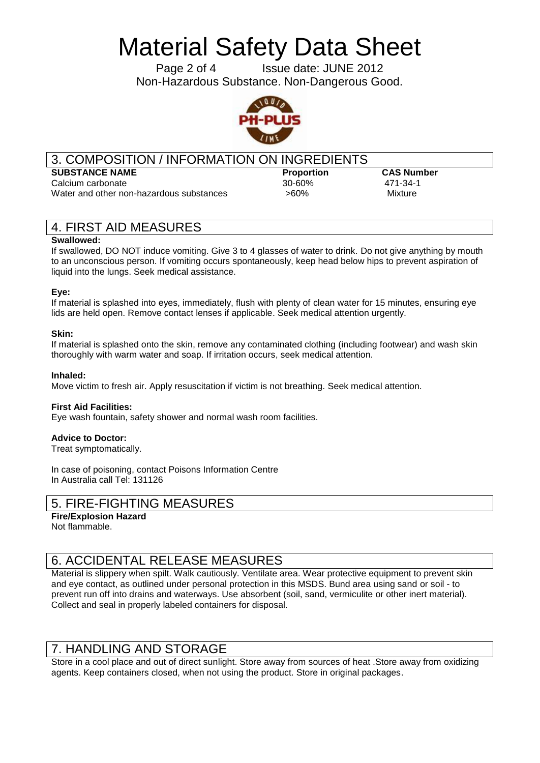# Material Safety Data Sheet

Issue date: JUNE 2012

Non-Hazardous Substance. Non-Dangerous Good.

## 3. COMPOSITION / INFORMATION ON INGREDIENTS

| SUBSTANCE NAME | Proportion | CAS Number |
| --- | --- | --- |
| Calcium carbonate | 30-60% | 471-34-1 |
| Water and other non-hazardous substances | >60% | Mixture |

## 4. FIRST AID MEASURES

**Swallowed:**

If swallowed, DO NOT induce vomiting. Give 3 to 4 glasses of water to drink. Do not give anything by mouth to an unconscious person. If vomiting occurs spontaneously, keep head below hips to prevent aspiration of liquid into the lungs. Seek medical assistance.

**Eye:**

If material is splashed into eyes, immediately, flush with plenty of clean water for 15 minutes, ensuring eye lids are held open. Remove contact lenses if applicable. Seek medical attention urgently.

**Skin:**

If material is splashed onto the skin, remove any contaminated clothing (including footwear) and wash skin thoroughly with warm water and soap. If irritation occurs, seek medical attention.

**Inhaled:**

Move victim to fresh air. Apply resuscitation if victim is not breathing. Seek medical attention.

**First Aid Facilities:**

Eye wash fountain, safety shower and normal wash room facilities.

**Advice to Doctor:**

Treat symptomatically.

In case of poisoning, contact Poisons Information Centre
In Australia call Tel: 131126

## 5. FIRE-FIGHTING MEASURES

**Fire/Explosion Hazard**

Not flammable.

## 6. ACCIDENTAL RELEASE MEASURES

Material is slippery when spilt. Walk cautiously. Ventilate area. Wear protective equipment to prevent skin and eye contact, as outlined under personal protection in this MSDS. Bund area using sand or soil - to prevent run off into drains and waterways. Use absorbent (soil, sand, vermiculite or other inert material). Collect and seal in properly labeled containers for disposal.

## 7. HANDLING AND STORAGE

Store in a cool place and out of direct sunlight. Store away from sources of heat .Store away from oxidizing agents. Keep containers closed, when not using the product. Store in original packages.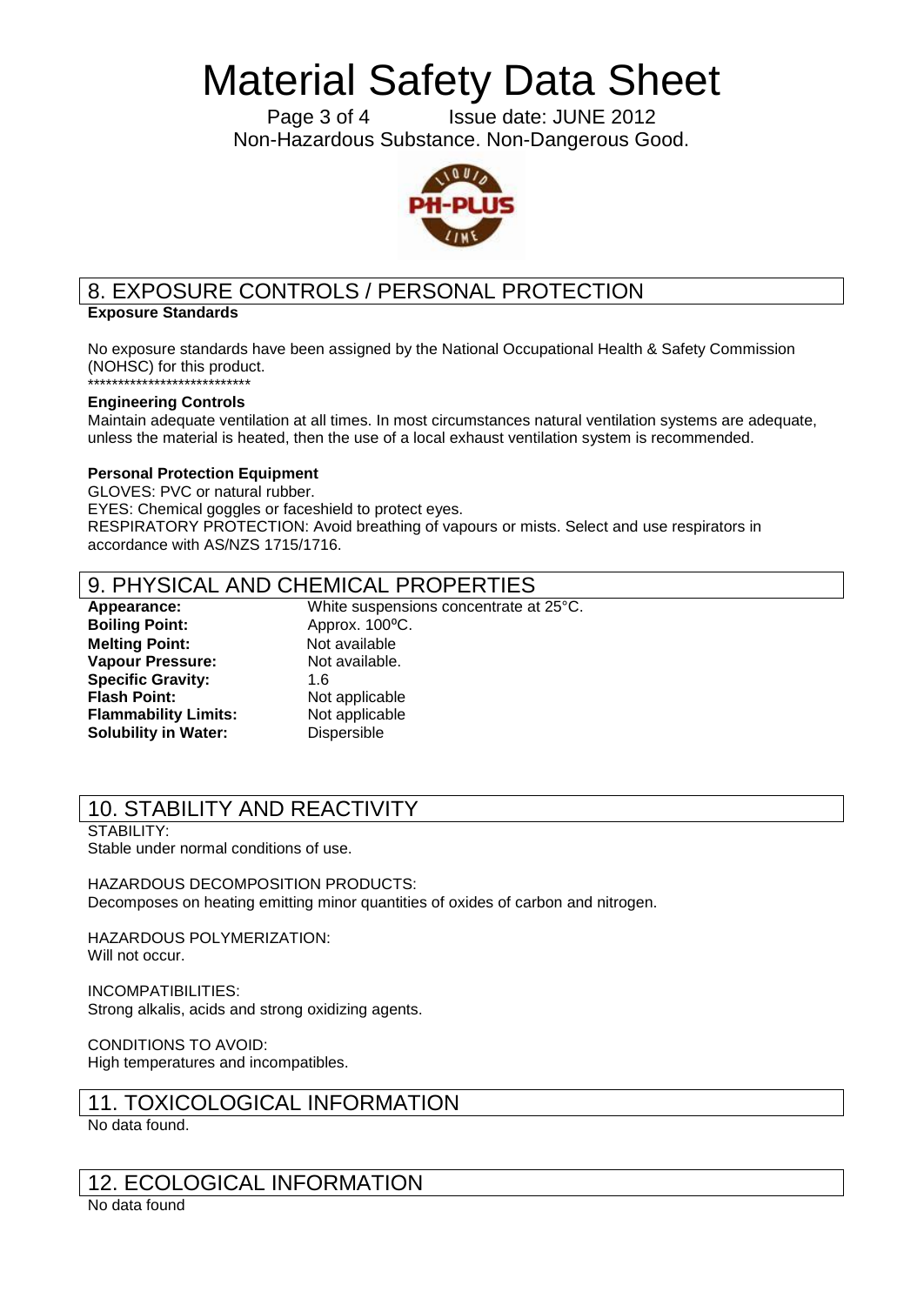# Material Safety Data Sheet

Issue date: JUNE 2012

Non-Hazardous Substance. Non-Dangerous Good.

## 8. EXPOSURE CONTROLS / PERSONAL PROTECTION

**Exposure Standards**

No exposure standards have been assigned by the National Occupational Health & Safety Commission (NOHSC) for this product.
***************************

**Engineering Controls**

Maintain adequate ventilation at all times. In most circumstances natural ventilation systems are adequate, unless the material is heated, then the use of a local exhaust ventilation system is recommended.

**Personal Protection Equipment**

GLOVES: PVC or natural rubber.
EYES: Chemical goggles or faceshield to protect eyes.
RESPIRATORY PROTECTION: Avoid breathing of vapours or mists. Select and use respirators in accordance with AS/NZS 1715/1716.

## 9. PHYSICAL AND CHEMICAL PROPERTIES

| | |
|---|---|
| **Appearance:** | White suspensions concentrate at 25°C. |
| **Boiling Point:** | Approx. 100ºC. |
| **Melting Point:** | Not available |
| **Vapour Pressure:** | Not available. |
| **Specific Gravity:** | 1.6 |
| **Flash Point:** | Not applicable |
| **Flammability Limits:** | Not applicable |
| **Solubility in Water:** | Dispersible |

## 10. STABILITY AND REACTIVITY

STABILITY:
Stable under normal conditions of use.

HAZARDOUS DECOMPOSITION PRODUCTS:
Decomposes on heating emitting minor quantities of oxides of carbon and nitrogen.

HAZARDOUS POLYMERIZATION:
Will not occur.

INCOMPATIBILITIES:
Strong alkalis, acids and strong oxidizing agents.

CONDITIONS TO AVOID:
High temperatures and incompatibles.

## 11. TOXICOLOGICAL INFORMATION

No data found.

## 12. ECOLOGICAL INFORMATION

No data found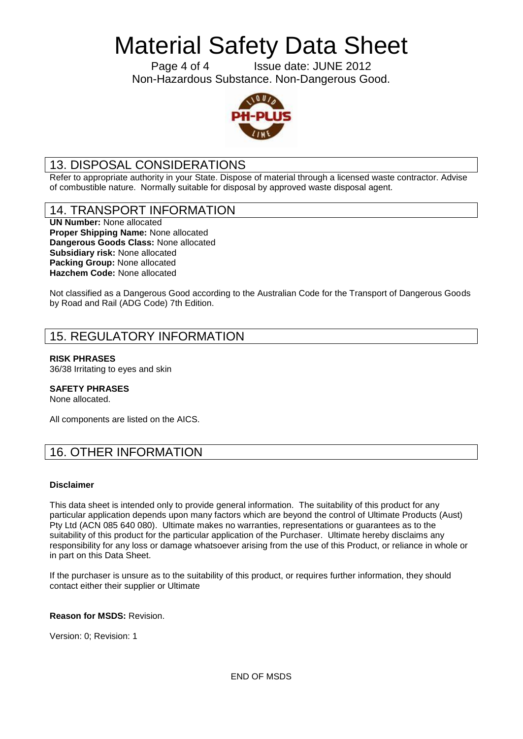# Material Safety Data Sheet

Issue date: JUNE 2012

Non-Hazardous Substance. Non-Dangerous Good.

## 13. DISPOSAL CONSIDERATIONS

Refer to appropriate authority in your State. Dispose of material through a licensed waste contractor. Advise of combustible nature. Normally suitable for disposal by approved waste disposal agent.

## 14. TRANSPORT INFORMATION

**UN Number:** None allocated
**Proper Shipping Name:** None allocated
**Dangerous Goods Class:** None allocated
**Subsidiary risk:** None allocated
**Packing Group:** None allocated
**Hazchem Code:** None allocated

Not classified as a Dangerous Good according to the Australian Code for the Transport of Dangerous Goods by Road and Rail (ADG Code) 7th Edition.

## 15. REGULATORY INFORMATION

**RISK PHRASES**
36/38 Irritating to eyes and skin

**SAFETY PHRASES**
None allocated.

All components are listed on the AICS.

## 16. OTHER INFORMATION

**Disclaimer**

This data sheet is intended only to provide general information. The suitability of this product for any particular application depends upon many factors which are beyond the control of Ultimate Products (Aust) Pty Ltd (ACN 085 640 080). Ultimate makes no warranties, representations or guarantees as to the suitability of this product for the particular application of the Purchaser. Ultimate hereby disclaims any responsibility for any loss or damage whatsoever arising from the use of this Product, or reliance in whole or in part on this Data Sheet.

If the purchaser is unsure as to the suitability of this product, or requires further information, they should contact either their supplier or Ultimate

**Reason for MSDS:** Revision.

Version: 0; Revision: 1

END OF MSDS